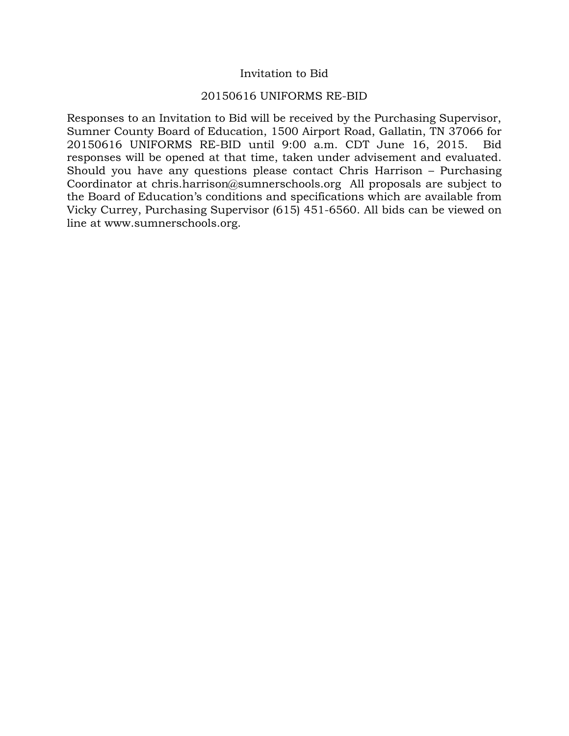# Invitation to Bid

## 20150616 UNIFORMS RE-BID

Responses to an Invitation to Bid will be received by the Purchasing Supervisor, Sumner County Board of Education, 1500 Airport Road, Gallatin, TN 37066 for 20150616 UNIFORMS RE-BID until 9:00 a.m. CDT June 16, 2015. Bid responses will be opened at that time, taken under advisement and evaluated. Should you have any questions please contact Chris Harrison – Purchasing Coordinator at chris.harrison@sumnerschools.org All proposals are subject to the Board of Education's conditions and specifications which are available from Vicky Currey, Purchasing Supervisor (615) 451-6560. All bids can be viewed on line at www.sumnerschools.org.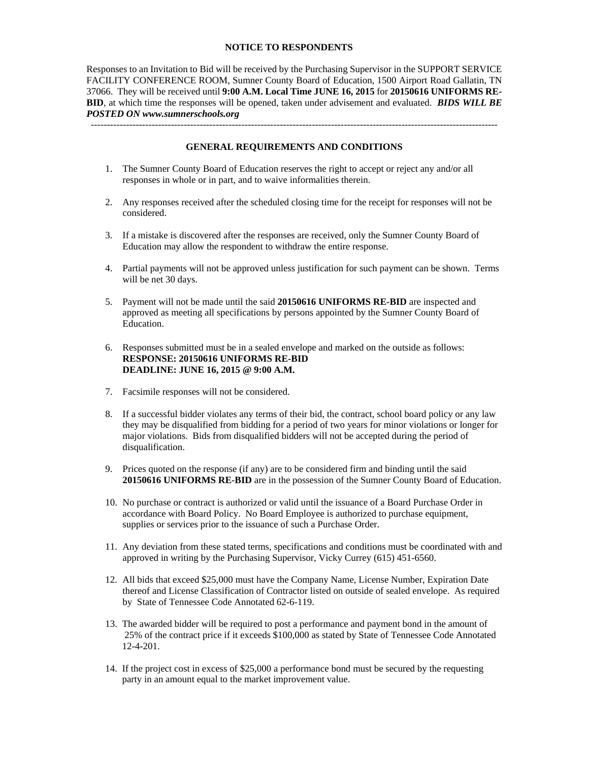## NOTICE TO RESPONDENTS

Responses to an Invitation to Bid will be received by the Purchasing Supervisor in the SUPPORT SERVICE FACILITY CONFERENCE ROOM, Sumner County Board of Education, 1500 Airport Road Gallatin, TN 37066. They will be received until **9:00 A.M. Local Time JUNE 16, 2015** for **20150616 UNIFORMS RE-BID**, at which time the responses will be opened, taken under advisement and evaluated. ***BIDS WILL BE POSTED ON www.sumnerschools.org***

---

## GENERAL REQUIREMENTS AND CONDITIONS

1. The Sumner County Board of Education reserves the right to accept or reject any and/or all responses in whole or in part, and to waive informalities therein.

2. Any responses received after the scheduled closing time for the receipt for responses will not be considered.

3. If a mistake is discovered after the responses are received, only the Sumner County Board of Education may allow the respondent to withdraw the entire response.

4. Partial payments will not be approved unless justification for such payment can be shown. Terms will be net 30 days.

5. Payment will not be made until the said **20150616 UNIFORMS RE-BID** are inspected and approved as meeting all specifications by persons appointed by the Sumner County Board of Education.

6. Responses submitted must be in a sealed envelope and marked on the outside as follows:
   **RESPONSE: 20150616 UNIFORMS RE-BID**
   **DEADLINE: JUNE 16, 2015 @ 9:00 A.M.**

7. Facsimile responses will not be considered.

8. If a successful bidder violates any terms of their bid, the contract, school board policy or any law they may be disqualified from bidding for a period of two years for minor violations or longer for major violations. Bids from disqualified bidders will not be accepted during the period of disqualification.

9. Prices quoted on the response (if any) are to be considered firm and binding until the said **20150616 UNIFORMS RE-BID** are in the possession of the Sumner County Board of Education.

10. No purchase or contract is authorized or valid until the issuance of a Board Purchase Order in accordance with Board Policy. No Board Employee is authorized to purchase equipment, supplies or services prior to the issuance of such a Purchase Order.

11. Any deviation from these stated terms, specifications and conditions must be coordinated with and approved in writing by the Purchasing Supervisor, Vicky Currey (615) 451-6560.

12. All bids that exceed $25,000 must have the Company Name, License Number, Expiration Date thereof and License Classification of Contractor listed on outside of sealed envelope. As required by State of Tennessee Code Annotated 62-6-119.

13. The awarded bidder will be required to post a performance and payment bond in the amount of 25% of the contract price if it exceeds $100,000 as stated by State of Tennessee Code Annotated 12-4-201.

14. If the project cost in excess of $25,000 a performance bond must be secured by the requesting party in an amount equal to the market improvement value.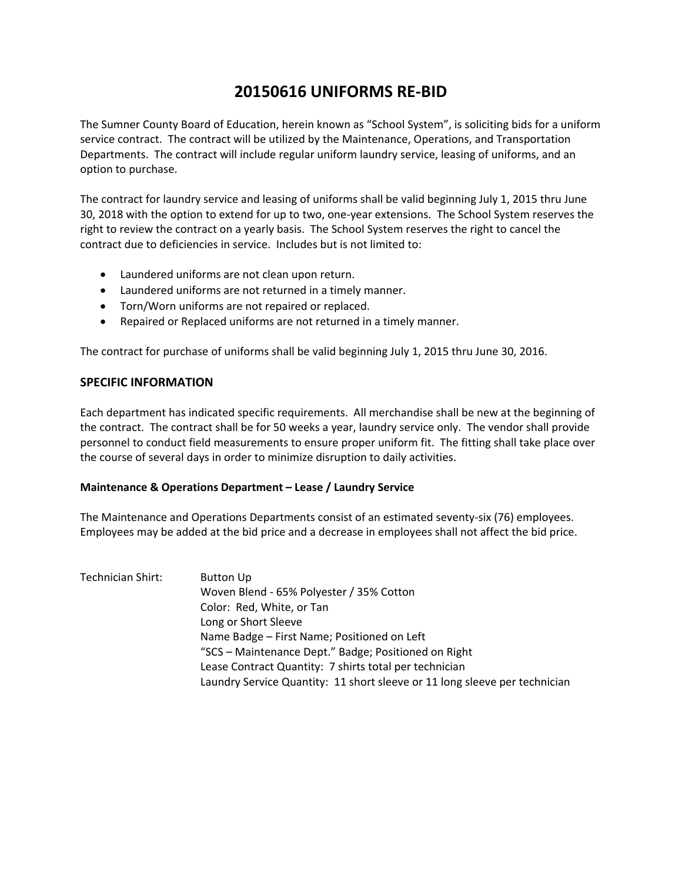# 20150616 UNIFORMS RE-BID

The Sumner County Board of Education, herein known as "School System", is soliciting bids for a uniform service contract. The contract will be utilized by the Maintenance, Operations, and Transportation Departments. The contract will include regular uniform laundry service, leasing of uniforms, and an option to purchase.

The contract for laundry service and leasing of uniforms shall be valid beginning July 1, 2015 thru June 30, 2018 with the option to extend for up to two, one-year extensions. The School System reserves the right to review the contract on a yearly basis. The School System reserves the right to cancel the contract due to deficiencies in service. Includes but is not limited to:

- Laundered uniforms are not clean upon return.
- Laundered uniforms are not returned in a timely manner.
- Torn/Worn uniforms are not repaired or replaced.
- Repaired or Replaced uniforms are not returned in a timely manner.

The contract for purchase of uniforms shall be valid beginning July 1, 2015 thru June 30, 2016.

## SPECIFIC INFORMATION

Each department has indicated specific requirements. All merchandise shall be new at the beginning of the contract. The contract shall be for 50 weeks a year, laundry service only. The vendor shall provide personnel to conduct field measurements to ensure proper uniform fit. The fitting shall take place over the course of several days in order to minimize disruption to daily activities.

### Maintenance & Operations Department – Lease / Laundry Service

The Maintenance and Operations Departments consist of an estimated seventy-six (76) employees. Employees may be added at the bid price and a decrease in employees shall not affect the bid price.

Technician Shirt:
- Button Up
- Woven Blend - 65% Polyester / 35% Cotton
- Color: Red, White, or Tan
- Long or Short Sleeve
- Name Badge – First Name; Positioned on Left
- "SCS – Maintenance Dept." Badge; Positioned on Right
- Lease Contract Quantity: 7 shirts total per technician
- Laundry Service Quantity: 11 short sleeve or 11 long sleeve per technician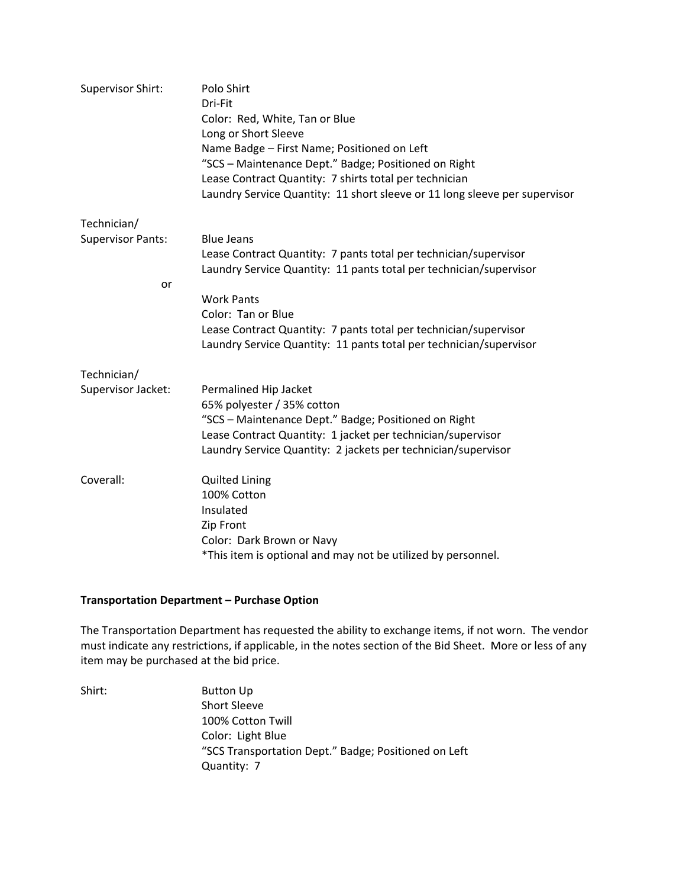Supervisor Shirt:

Polo Shirt
Dri-Fit
Color: Red, White, Tan or Blue
Long or Short Sleeve
Name Badge – First Name; Positioned on Left
"SCS – Maintenance Dept." Badge; Positioned on Right
Lease Contract Quantity: 7 shirts total per technician
Laundry Service Quantity: 11 short sleeve or 11 long sleeve per supervisor

Technician/
Supervisor Pants:

Blue Jeans
Lease Contract Quantity: 7 pants total per technician/supervisor
Laundry Service Quantity: 11 pants total per technician/supervisor

or

Work Pants
Color: Tan or Blue
Lease Contract Quantity: 7 pants total per technician/supervisor
Laundry Service Quantity: 11 pants total per technician/supervisor

Technician/
Supervisor Jacket:

Permalined Hip Jacket
65% polyester / 35% cotton
"SCS – Maintenance Dept." Badge; Positioned on Right
Lease Contract Quantity: 1 jacket per technician/supervisor
Laundry Service Quantity: 2 jackets per technician/supervisor

Coverall:

Quilted Lining
100% Cotton
Insulated
Zip Front
Color: Dark Brown or Navy
*This item is optional and may not be utilized by personnel.

**Transportation Department – Purchase Option**

The Transportation Department has requested the ability to exchange items, if not worn. The vendor must indicate any restrictions, if applicable, in the notes section of the Bid Sheet. More or less of any item may be purchased at the bid price.

Shirt:

Button Up
Short Sleeve
100% Cotton Twill
Color: Light Blue
"SCS Transportation Dept." Badge; Positioned on Left
Quantity: 7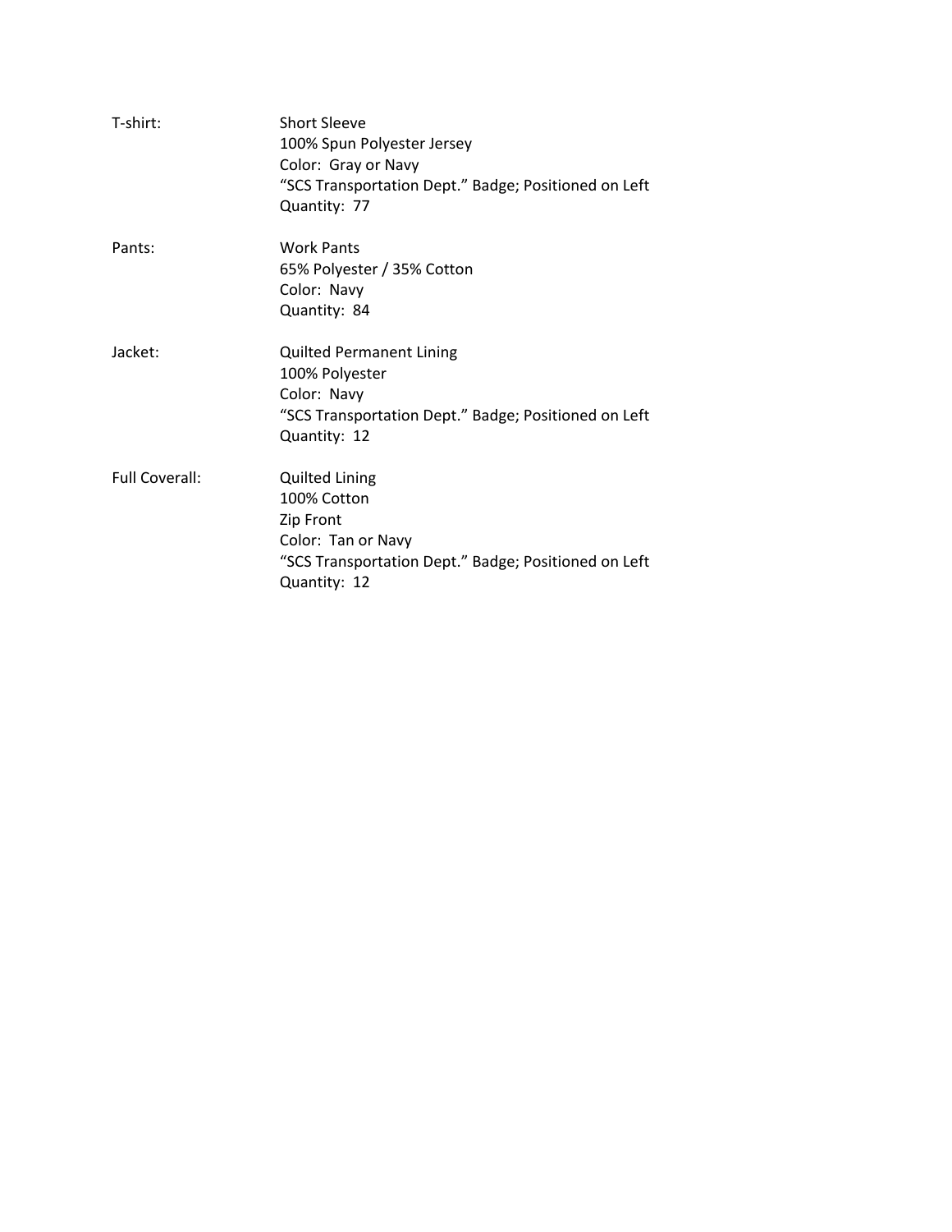**T-shirt:**

Short Sleeve
100% Spun Polyester Jersey
Color: Gray or Navy
"SCS Transportation Dept." Badge; Positioned on Left
Quantity: 77

**Pants:**

Work Pants
65% Polyester / 35% Cotton
Color: Navy
Quantity: 84

**Jacket:**

Quilted Permanent Lining
100% Polyester
Color: Navy
"SCS Transportation Dept." Badge; Positioned on Left
Quantity: 12

**Full Coverall:**

Quilted Lining
100% Cotton
Zip Front
Color: Tan or Navy
"SCS Transportation Dept." Badge; Positioned on Left
Quantity: 12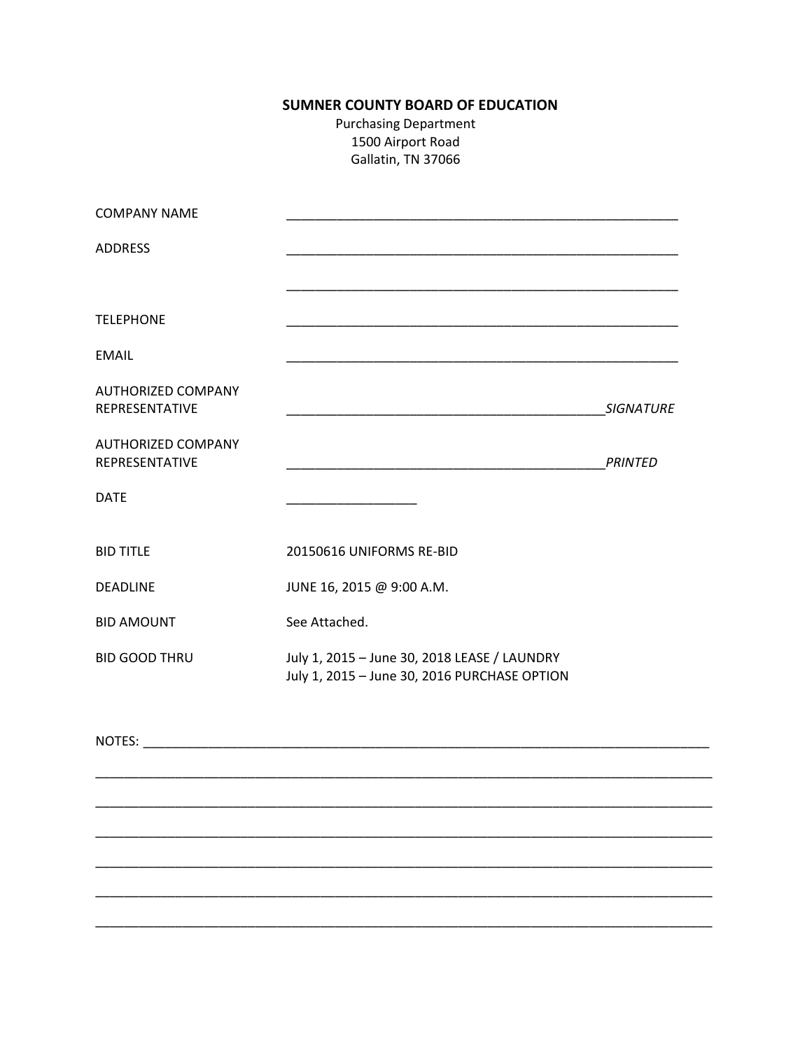**SUMNER COUNTY BOARD OF EDUCATION**
Purchasing Department
1500 Airport Road
Gallatin, TN 37066

COMPANY NAME ________________________________________________________

ADDRESS ________________________________________________________

________________________________________________________

TELEPHONE ________________________________________________________

EMAIL ________________________________________________________

AUTHORIZED COMPANY REPRESENTATIVE ____________________________________________ *SIGNATURE*

AUTHORIZED COMPANY REPRESENTATIVE ____________________________________________ *PRINTED*

DATE __________________

BID TITLE 20150616 UNIFORMS RE-BID

DEADLINE JUNE 16, 2015 @ 9:00 A.M.

BID AMOUNT See Attached.

BID GOOD THRU July 1, 2015 – June 30, 2018 LEASE / LAUNDRY
July 1, 2015 – June 30, 2016 PURCHASE OPTION

NOTES: ______________________________________________________________________________

______________________________________________________________________________________

______________________________________________________________________________________

______________________________________________________________________________________

______________________________________________________________________________________

______________________________________________________________________________________

______________________________________________________________________________________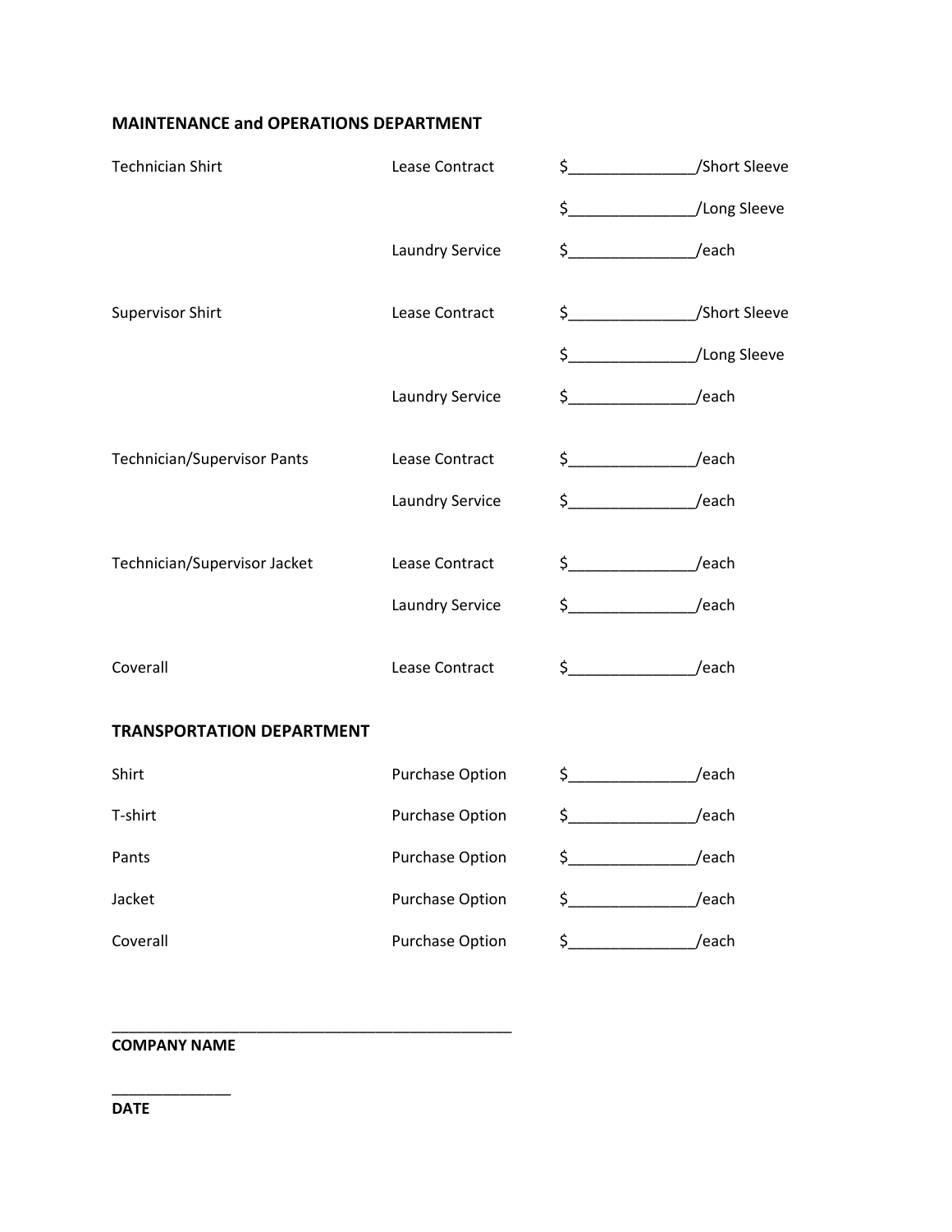**MAINTENANCE and OPERATIONS DEPARTMENT**

| | | |
|---|---|---|
| Technician Shirt | Lease Contract | $_______________/Short Sleeve |
| | | $_______________/Long Sleeve |
| | Laundry Service | $_______________/each |
| Supervisor Shirt | Lease Contract | $_______________/Short Sleeve |
| | | $_______________/Long Sleeve |
| | Laundry Service | $_______________/each |
| Technician/Supervisor Pants | Lease Contract | $_______________/each |
| | Laundry Service | $_______________/each |
| Technician/Supervisor Jacket | Lease Contract | $_______________/each |
| | Laundry Service | $_______________/each |
| Coverall | Lease Contract | $_______________/each |

**TRANSPORTATION DEPARTMENT**

| | | |
|---|---|---|
| Shirt | Purchase Option | $_______________/each |
| T-shirt | Purchase Option | $_______________/each |
| Pants | Purchase Option | $_______________/each |
| Jacket | Purchase Option | $_______________/each |
| Coverall | Purchase Option | $_______________/each |

_________________________________________________

**COMPANY NAME**

______________

**DATE**